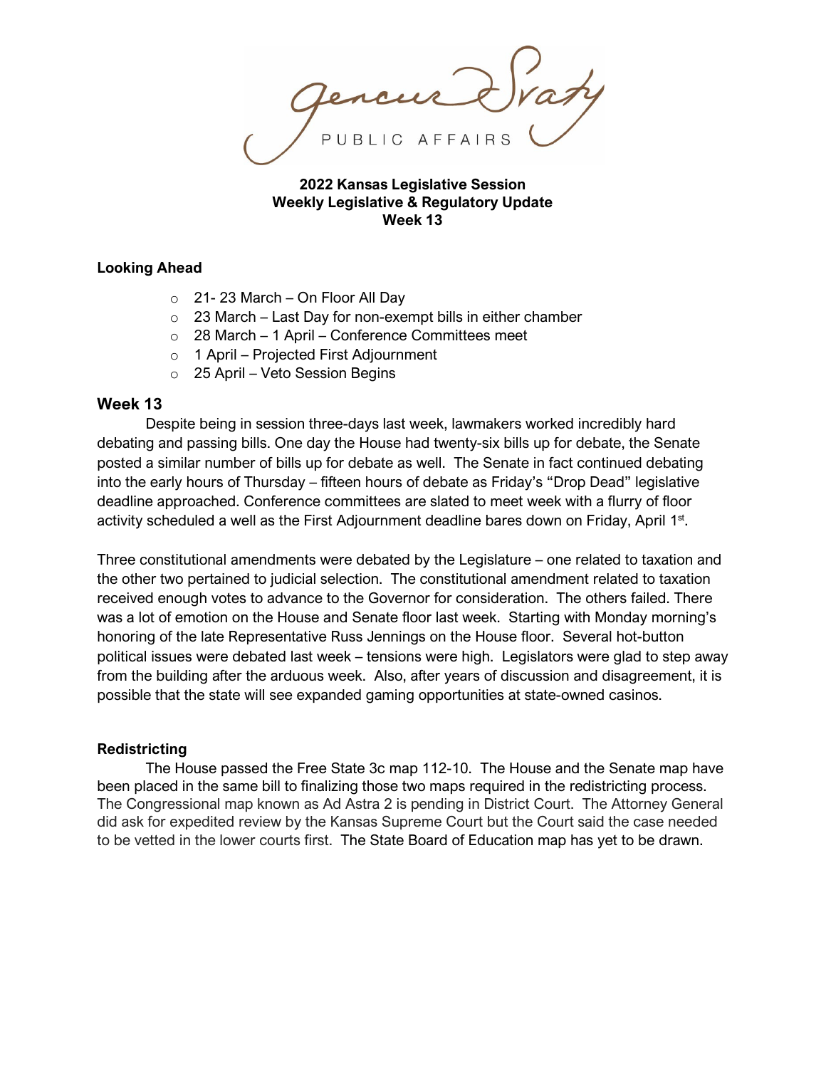Gencur Sváty PUBLIC AFFAIRS

**2022 Kansas Legislative Session**
**Weekly Legislative & Regulatory Update**
**Week 13**

### Looking Ahead

- 21- 23 March – On Floor All Day
- 23 March – Last Day for non-exempt bills in either chamber
- 28 March – 1 April – Conference Committees meet
- 1 April – Projected First Adjournment
- 25 April – Veto Session Begins

## Week 13

Despite being in session three-days last week, lawmakers worked incredibly hard debating and passing bills. One day the House had twenty-six bills up for debate, the Senate posted a similar number of bills up for debate as well. The Senate in fact continued debating into the early hours of Thursday – fifteen hours of debate as Friday's "Drop Dead" legislative deadline approached. Conference committees are slated to meet week with a flurry of floor activity scheduled a well as the First Adjournment deadline bares down on Friday, April 1st.

Three constitutional amendments were debated by the Legislature – one related to taxation and the other two pertained to judicial selection. The constitutional amendment related to taxation received enough votes to advance to the Governor for consideration. The others failed. There was a lot of emotion on the House and Senate floor last week. Starting with Monday morning's honoring of the late Representative Russ Jennings on the House floor. Several hot-button political issues were debated last week – tensions were high. Legislators were glad to step away from the building after the arduous week. Also, after years of discussion and disagreement, it is possible that the state will see expanded gaming opportunities at state-owned casinos.

### Redistricting

The House passed the Free State 3c map 112-10. The House and the Senate map have been placed in the same bill to finalizing those two maps required in the redistricting process. The Congressional map known as Ad Astra 2 is pending in District Court. The Attorney General did ask for expedited review by the Kansas Supreme Court but the Court said the case needed to be vetted in the lower courts first. The State Board of Education map has yet to be drawn.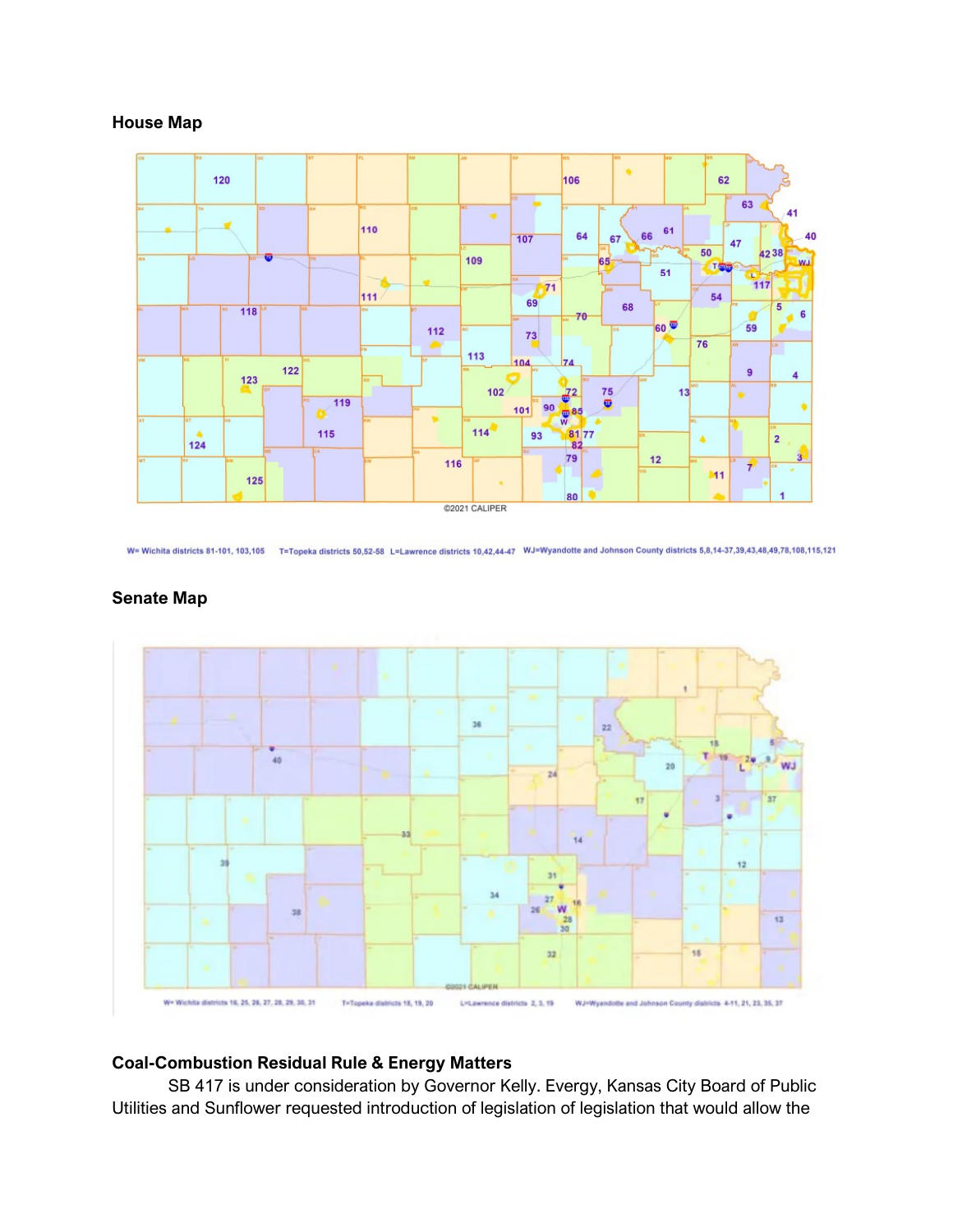## House Map

W= Wichita districts 81-101, 103,105    T=Topeka districts 50,52-58    L=Lawrence districts 10,42,44-47    WJ=Wyandotte and Johnson County districts 5,8,14-37,39,43,48,49,78,108,115,121

## Senate Map

W= Wichita districts 16, 25, 26, 27, 28, 29, 30, 31    T=Topeka districts 18, 19, 20    L=Lawrence districts 2, 3, 19    WJ=Wyandotte and Johnson County districts 4-11, 21, 23, 35, 37

## Coal-Combustion Residual Rule & Energy Matters

SB 417 is under consideration by Governor Kelly. Evergy, Kansas City Board of Public Utilities and Sunflower requested introduction of legislation of legislation that would allow the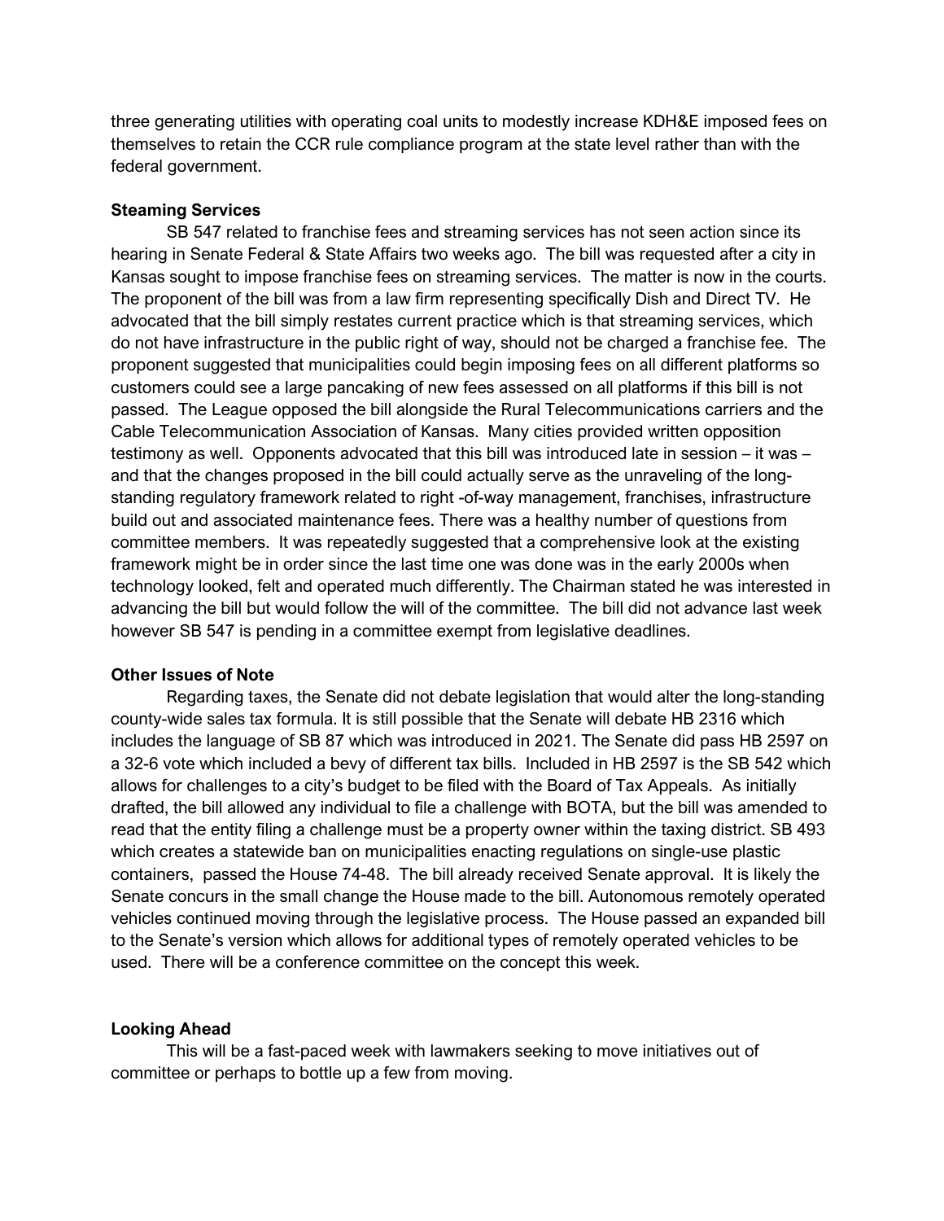three generating utilities with operating coal units to modestly increase KDH&E imposed fees on themselves to retain the CCR rule compliance program at the state level rather than with the federal government.

**Steaming Services**

SB 547 related to franchise fees and streaming services has not seen action since its hearing in Senate Federal & State Affairs two weeks ago. The bill was requested after a city in Kansas sought to impose franchise fees on streaming services. The matter is now in the courts. The proponent of the bill was from a law firm representing specifically Dish and Direct TV. He advocated that the bill simply restates current practice which is that streaming services, which do not have infrastructure in the public right of way, should not be charged a franchise fee. The proponent suggested that municipalities could begin imposing fees on all different platforms so customers could see a large pancaking of new fees assessed on all platforms if this bill is not passed. The League opposed the bill alongside the Rural Telecommunications carriers and the Cable Telecommunication Association of Kansas. Many cities provided written opposition testimony as well. Opponents advocated that this bill was introduced late in session – it was – and that the changes proposed in the bill could actually serve as the unraveling of the long-standing regulatory framework related to right -of-way management, franchises, infrastructure build out and associated maintenance fees. There was a healthy number of questions from committee members. It was repeatedly suggested that a comprehensive look at the existing framework might be in order since the last time one was done was in the early 2000s when technology looked, felt and operated much differently. The Chairman stated he was interested in advancing the bill but would follow the will of the committee. The bill did not advance last week however SB 547 is pending in a committee exempt from legislative deadlines.

**Other Issues of Note**

Regarding taxes, the Senate did not debate legislation that would alter the long-standing county-wide sales tax formula. It is still possible that the Senate will debate HB 2316 which includes the language of SB 87 which was introduced in 2021. The Senate did pass HB 2597 on a 32-6 vote which included a bevy of different tax bills. Included in HB 2597 is the SB 542 which allows for challenges to a city's budget to be filed with the Board of Tax Appeals. As initially drafted, the bill allowed any individual to file a challenge with BOTA, but the bill was amended to read that the entity filing a challenge must be a property owner within the taxing district. SB 493 which creates a statewide ban on municipalities enacting regulations on single-use plastic containers, passed the House 74-48. The bill already received Senate approval. It is likely the Senate concurs in the small change the House made to the bill. Autonomous remotely operated vehicles continued moving through the legislative process. The House passed an expanded bill to the Senate's version which allows for additional types of remotely operated vehicles to be used. There will be a conference committee on the concept this week.

**Looking Ahead**

This will be a fast-paced week with lawmakers seeking to move initiatives out of committee or perhaps to bottle up a few from moving.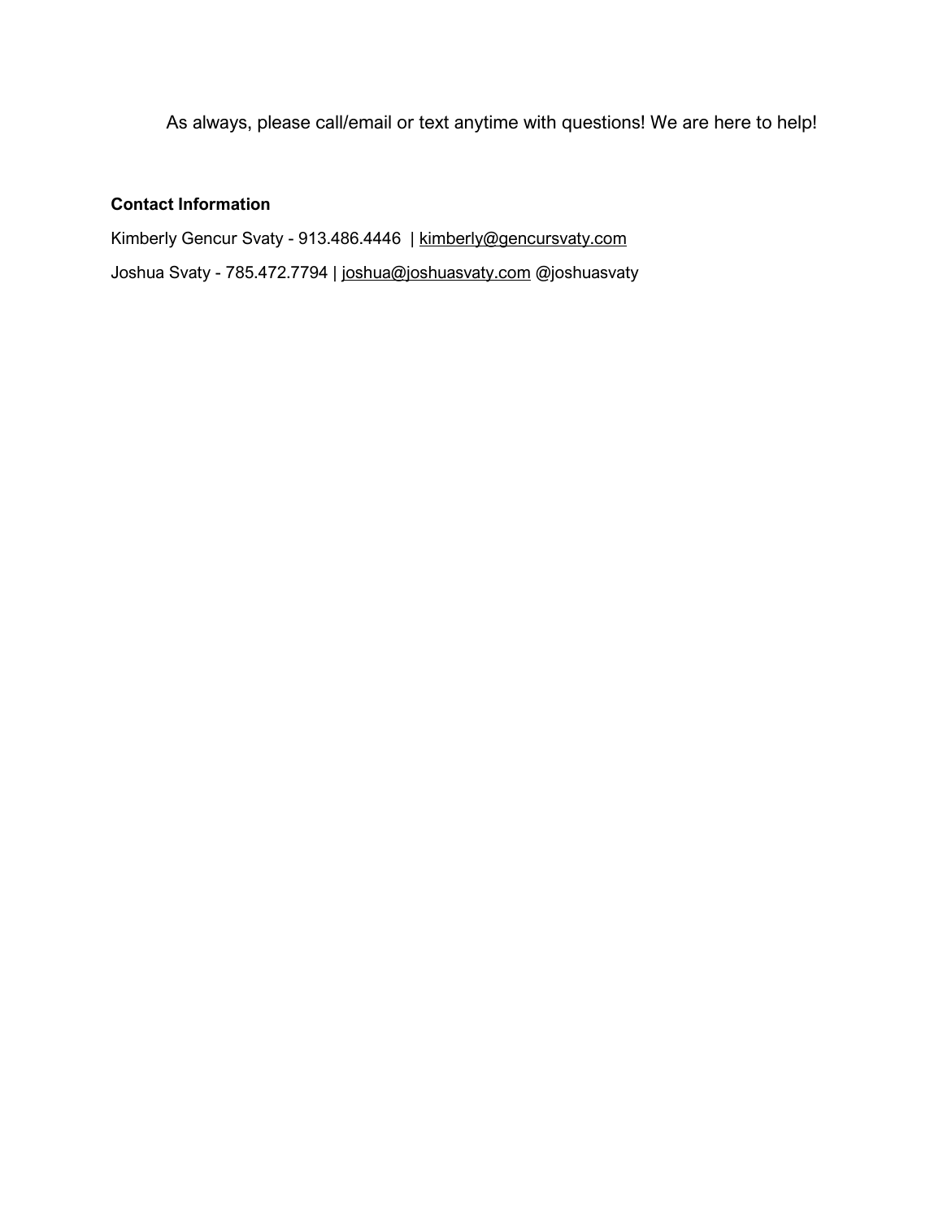As always, please call/email or text anytime with questions! We are here to help!

**Contact Information**

Kimberly Gencur Svaty - 913.486.4446 | kimberly@gencursvaty.com

Joshua Svaty - 785.472.7794 | joshua@joshuasvaty.com @joshuasvaty